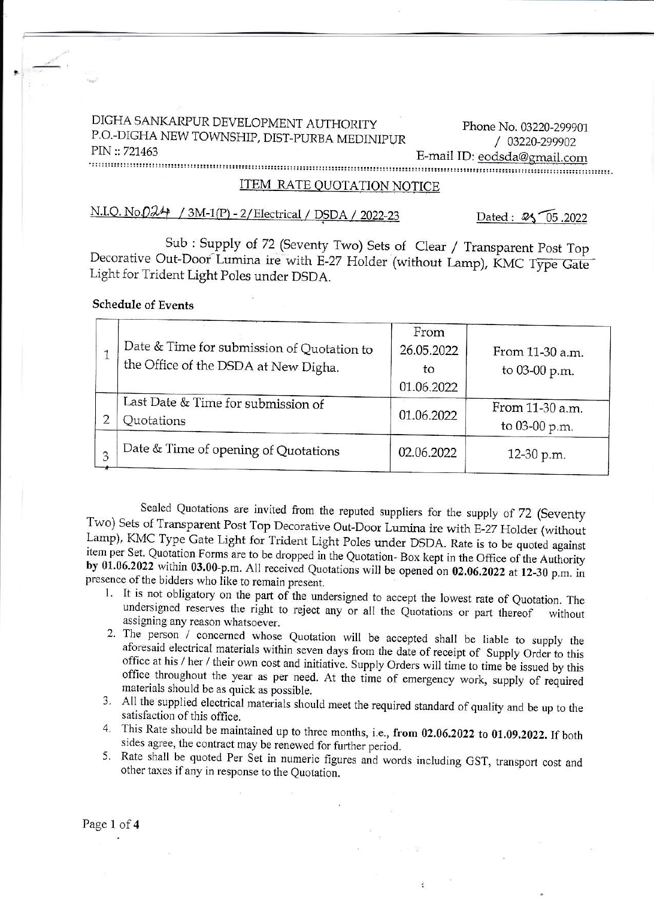DIGHA SANKARPUR DEVELOPMENT AUTHORITY
P.O.-DIGHA NEW TOWNSHIP, DIST-PURBA MEDINIPUR
PIN :: 721463

Phone No. 03220-299901
/ 03220-299902
E-mail ID: eodsda@gmail.com

## ITEM RATE QUOTATION NOTICE

N.I.Q. No.024 / 3M-1(P) - 2/Electrical / DSDA / 2022-23 Dated : 25 05 .2022

Sub : Supply of 72 (Seventy Two) Sets of Clear / Transparent Post Top Decorative Out-Door Lumina ire with E-27 Holder (without Lamp), KMC Type Gate Light for Trident Light Poles under DSDA.

**Schedule of Events**

| | | | |
|---|---|---|---|
| 1 | Date & Time for submission of Quotation to the Office of the DSDA at New Digha. | From 26.05.2022 to 01.06.2022 | From 11-30 a.m. to 03-00 p.m. |
| 2 | Last Date & Time for submission of Quotations | 01.06.2022 | From 11-30 a.m. to 03-00 p.m. |
| 3 | Date & Time of opening of Quotations | 02.06.2022 | 12-30 p.m. |

Sealed Quotations are invited from the reputed suppliers for the supply of 72 (Seventy Two) Sets of Transparent Post Top Decorative Out-Door Lumina ire with E-27 Holder (without Lamp), KMC Type Gate Light for Trident Light Poles under DSDA. Rate is to be quoted against item per Set. Quotation Forms are to be dropped in the Quotation- Box kept in the Office of the Authority **by 01.06.2022** within **03.00**-p.m. All received Quotations will be opened on **02.06.2022** at **12-30** p.m. in presence of the bidders who like to remain present.

1. It is not obligatory on the part of the undersigned to accept the lowest rate of Quotation. The undersigned reserves the right to reject any or all the Quotations or part thereof without assigning any reason whatsoever.
2. The person / concerned whose Quotation will be accepted shall be liable to supply the aforesaid electrical materials within seven days from the date of receipt of Supply Order to this office at his / her / their own cost and initiative. Supply Orders will time to time be issued by this office throughout the year as per need. At the time of emergency work, supply of required materials should be as quick as possible.
3. All the supplied electrical materials should meet the required standard of quality and be up to the satisfaction of this office.
4. This Rate should be maintained up to three months, i.e., **from 02.06.2022 to 01.09.2022.** If both sides agree, the contract may be renewed for further period.
5. Rate shall be quoted Per Set in numeric figures and words including GST, transport cost and other taxes if any in response to the Quotation.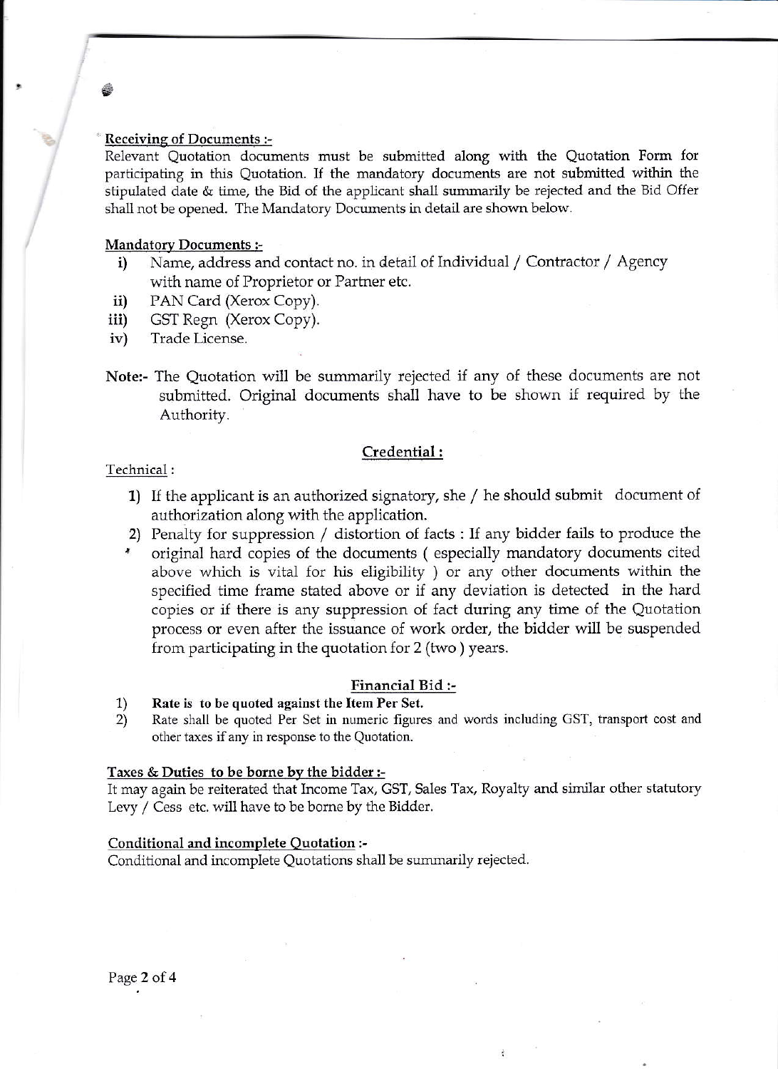**Receiving of Documents :-**

Relevant Quotation documents must be submitted along with the Quotation Form for participating in this Quotation. If the mandatory documents are not submitted within the stipulated date & time, the Bid of the applicant shall summarily be rejected and the Bid Offer shall not be opened. The Mandatory Documents in detail are shown below.

**Mandatory Documents :-**

- i) Name, address and contact no. in detail of Individual / Contractor / Agency with name of Proprietor or Partner etc.
- ii) PAN Card (Xerox Copy).
- iii) GST Regn (Xerox Copy).
- iv) Trade License.

**Note:-** The Quotation will be summarily rejected if any of these documents are not submitted. Original documents shall have to be shown if required by the Authority.

## Credential :

Technical :

1) If the applicant is an authorized signatory, she / he should submit document of authorization along with the application.
2) Penalty for suppression / distortion of facts : If any bidder fails to produce the original hard copies of the documents ( especially mandatory documents cited above which is vital for his eligibility ) or any other documents within the specified time frame stated above or if any deviation is detected in the hard copies or if there is any suppression of fact during any time of the Quotation process or even after the issuance of work order, the bidder will be suspended from participating in the quotation for 2 (two ) years.

## Financial Bid :-

1) **Rate is to be quoted against the Item Per Set.**
2) Rate shall be quoted Per Set in numeric figures and words including GST, transport cost and other taxes if any in response to the Quotation.

**Taxes & Duties to be borne by the bidder :-**

It may again be reiterated that Income Tax, GST, Sales Tax, Royalty and similar other statutory Levy / Cess etc. will have to be borne by the Bidder.

**Conditional and incomplete Quotation :-**

Conditional and incomplete Quotations shall be summarily rejected.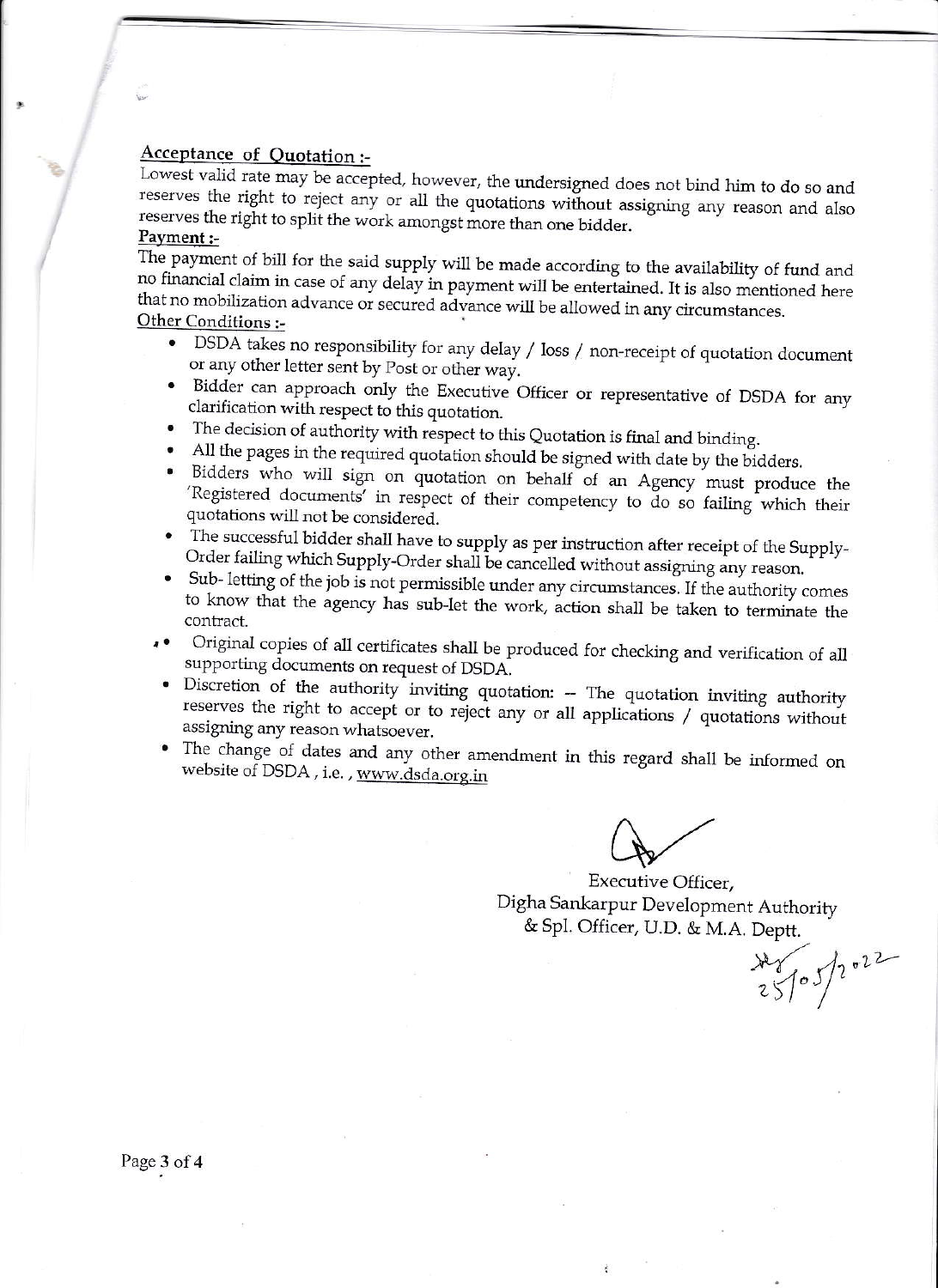**Acceptance of Quotation :-**

Lowest valid rate may be accepted, however, the undersigned does not bind him to do so and reserves the right to reject any or all the quotations without assigning any reason and also reserves the right to split the work amongst more than one bidder.

**Payment :-**

The payment of bill for the said supply will be made according to the availability of fund and no financial claim in case of any delay in payment will be entertained. It is also mentioned here that no mobilization advance or secured advance will be allowed in any circumstances.

**Other Conditions :-**

- DSDA takes no responsibility for any delay / loss / non-receipt of quotation document or any other letter sent by Post or other way.
- Bidder can approach only the Executive Officer or representative of DSDA for any clarification with respect to this quotation.
- The decision of authority with respect to this Quotation is final and binding.
- All the pages in the required quotation should be signed with date by the bidders.
- Bidders who will sign on quotation on behalf of an Agency must produce the 'Registered documents' in respect of their competency to do so failing which their quotations will not be considered.
- The successful bidder shall have to supply as per instruction after receipt of the Supply-Order failing which Supply-Order shall be cancelled without assigning any reason.
- Sub- letting of the job is not permissible under any circumstances. If the authority comes to know that the agency has sub-let the work, action shall be taken to terminate the contract.
- Original copies of all certificates shall be produced for checking and verification of all supporting documents on request of DSDA.
- Discretion of the authority inviting quotation: -- The quotation inviting authority reserves the right to accept or to reject any or all applications / quotations without assigning any reason whatsoever.
- The change of dates and any other amendment in this regard shall be informed on website of DSDA , i.e. , www.dsda.org.in

Executive Officer,
Digha Sankarpur Development Authority
& Spl. Officer, U.D. & M.A. Deptt.

25/05/2022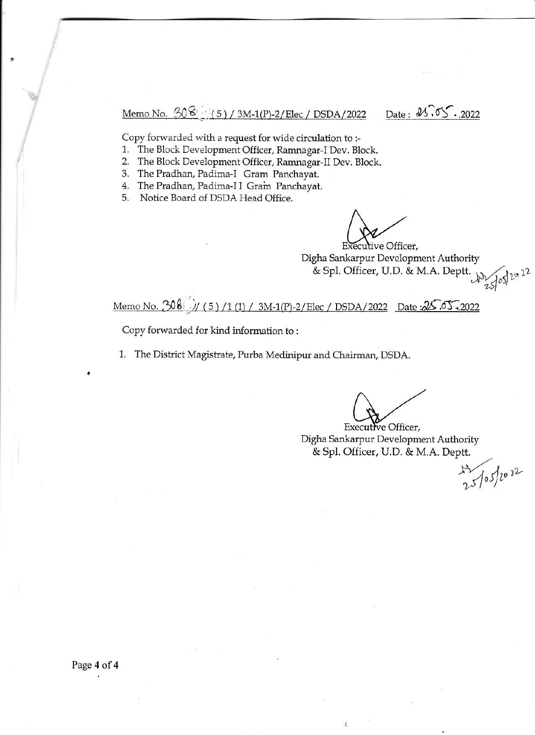Memo No. 308 (5) / 3M-1(P)-2/Elec / DSDA/2022 Date : 25.05.2022

Copy forwarded with a request for wide circulation to :-

1. The Block Development Officer, Ramnagar-I Dev. Block.
2. The Block Development Officer, Ramnagar-II Dev. Block.
3. The Pradhan, Padima-I Gram Panchayat.
4. The Pradhan, Padima-II Gram Panchayat.
5. Notice Board of DSDA Head Office.

Executive Officer,
Digha Sankarpur Development Authority
& Spl. Officer, U.D. & M.A. Deptt.
25/05/2022

Memo No. 308 /(5) /1 (1) / 3M-1(P)-2/Elec / DSDA/2022 Date : 25.05.2022

Copy forwarded for kind information to :

1. The District Magistrate, Purba Medinipur and Chairman, DSDA.

Executive Officer,
Digha Sankarpur Development Authority
& Spl. Officer, U.D. & M.A. Deptt.
25/05/2022